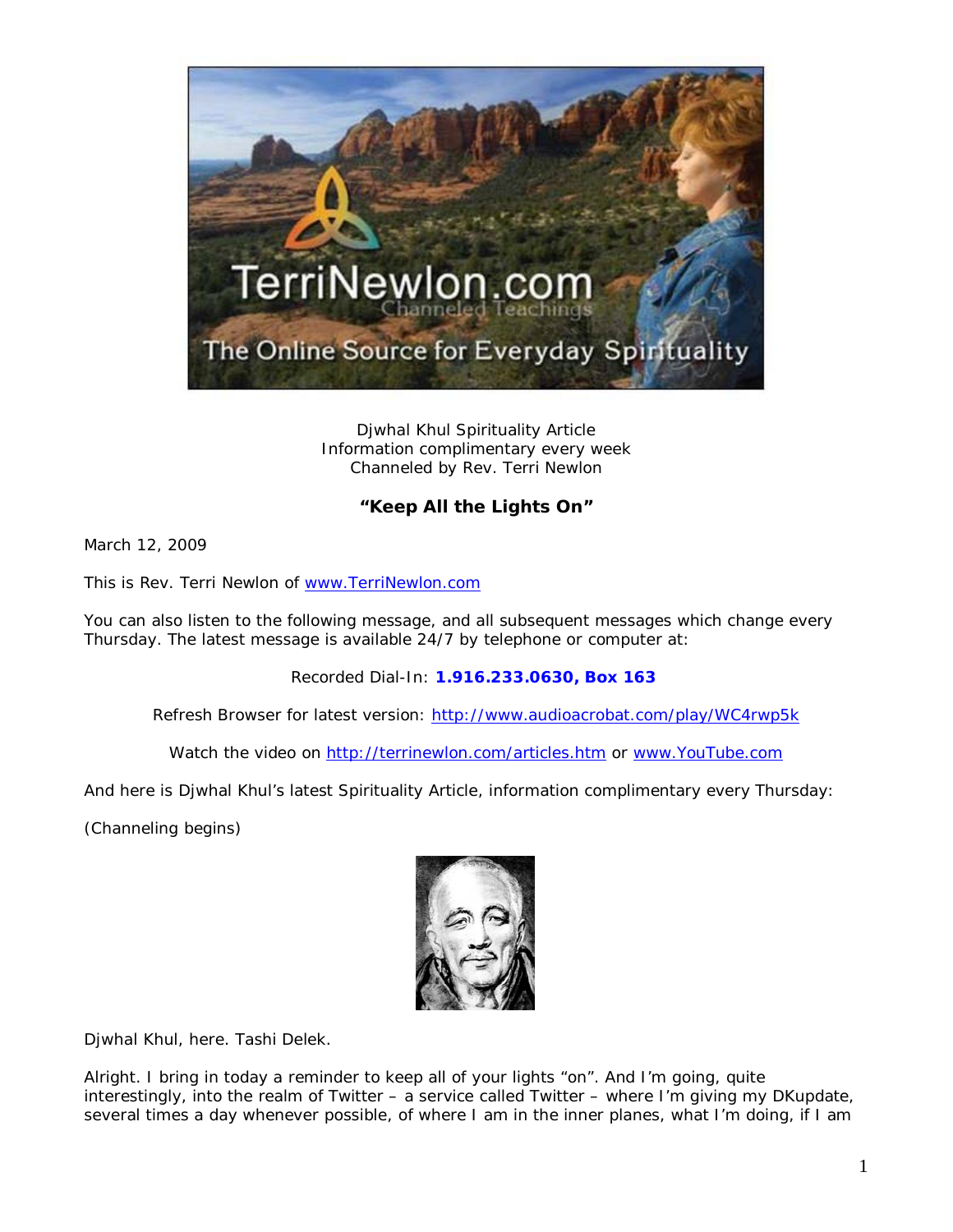Djwhal Khul Spirituality Article
Information complimentary every week
Channeled by Rev. Terri Newlon

## "Keep All the Lights On"

March 12, 2009

This is Rev. Terri Newlon of www.TerriNewlon.com

You can also listen to the following message, and all subsequent messages which change every Thursday. The latest message is available 24/7 by telephone or computer at:

Recorded Dial-In: **1.916.233.0630, Box 163**

Refresh Browser for latest version: http://www.audioacrobat.com/play/WC4rwp5k

Watch the video on http://terrinewlon.com/articles.htm or www.YouTube.com

And here is Djwhal Khul's latest Spirituality Article, information complimentary every Thursday:

(Channeling begins)

Djwhal Khul, here. Tashi Delek.

Alright. I bring in today a reminder to keep all of your lights "on". And I'm going, quite interestingly, into the realm of Twitter – a service called Twitter – where I'm giving my DKupdate, several times a day whenever possible, of where I am in the inner planes, what I'm doing, if I am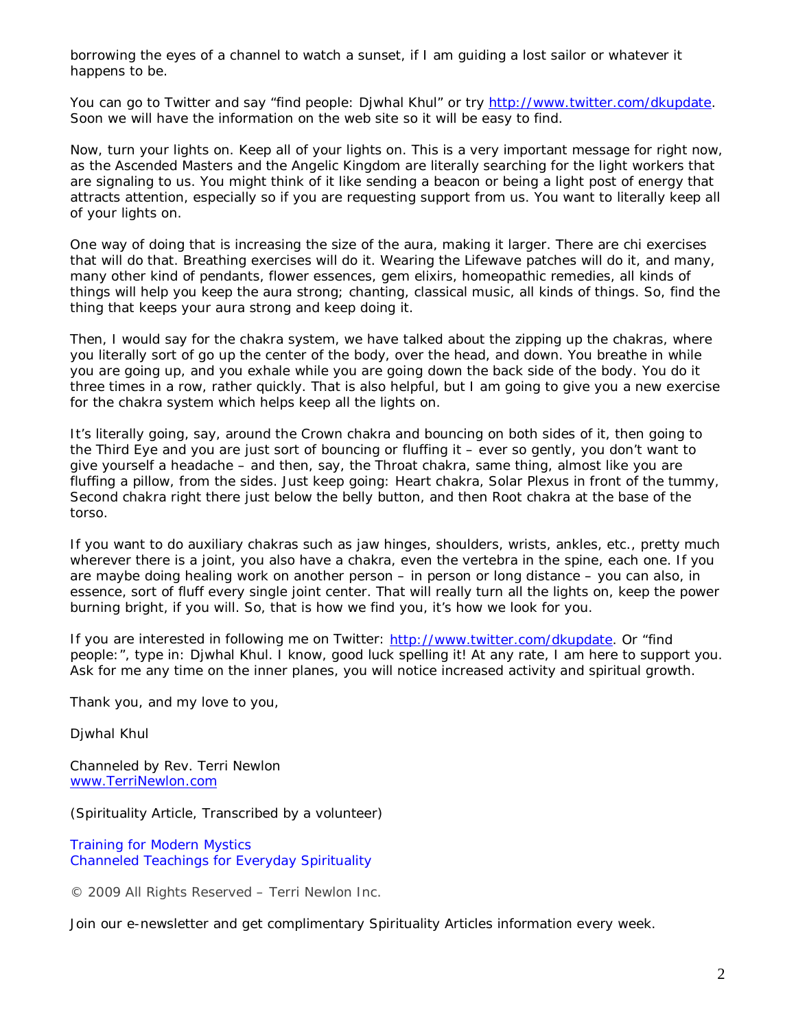borrowing the eyes of a channel to watch a sunset, if I am guiding a lost sailor or whatever it happens to be.

You can go to Twitter and say "find people: Djwhal Khul" or try [http://www.twitter.com/dkupdate](http://www.twitter.com/dkupdate). Soon we will have the information on the web site so it will be easy to find.

Now, turn your lights on. Keep all of your lights on. This is a very important message for right now, as the Ascended Masters and the Angelic Kingdom are literally searching for the light workers that are signaling to us. You might think of it like sending a beacon or being a light post of energy that attracts attention, especially so if you are requesting support from us. You want to literally keep all of your lights on.

One way of doing that is increasing the size of the aura, making it larger. There are chi exercises that will do that. Breathing exercises will do it. Wearing the Lifewave patches will do it, and many, many other kind of pendants, flower essences, gem elixirs, homeopathic remedies, all kinds of things will help you keep the aura strong; chanting, classical music, all kinds of things. So, find the thing that keeps your aura strong and keep doing it.

Then, I would say for the chakra system, we have talked about the zipping up the chakras, where you literally sort of go up the center of the body, over the head, and down. You breathe in while you are going up, and you exhale while you are going down the back side of the body. You do it three times in a row, rather quickly. That is also helpful, but I am going to give you a new exercise for the chakra system which helps keep all the lights on.

It's literally going, say, around the Crown chakra and bouncing on both sides of it, then going to the Third Eye and you are just sort of bouncing or fluffing it – ever so gently, you don't want to give yourself a headache – and then, say, the Throat chakra, same thing, almost like you are fluffing a pillow, from the sides. Just keep going: Heart chakra, Solar Plexus in front of the tummy, Second chakra right there just below the belly button, and then Root chakra at the base of the torso.

If you want to do auxiliary chakras such as jaw hinges, shoulders, wrists, ankles, etc., pretty much wherever there is a joint, you also have a chakra, even the vertebra in the spine, each one. If you are maybe doing healing work on another person – in person or long distance – you can also, in essence, sort of fluff every single joint center. That will really turn all the lights on, keep the power burning bright, if you will. So, that is how we find you, it's how we look for you.

If you are interested in following me on Twitter: [http://www.twitter.com/dkupdate](http://www.twitter.com/dkupdate). Or "find people:", type in: Djwhal Khul. I know, good luck spelling it! At any rate, I am here to support you. Ask for me any time on the inner planes, you will notice increased activity and spiritual growth.

Thank you, and my love to you,

Djwhal Khul

Channeled by Rev. Terri Newlon
[www.TerriNewlon.com](http://www.TerriNewlon.com)

(Spirituality Article, Transcribed by a volunteer)

Training for Modern Mystics
Channeled Teachings for Everyday Spirituality

© 2009 All Rights Reserved – Terri Newlon Inc.

Join our e-newsletter and get complimentary Spirituality Articles information every week.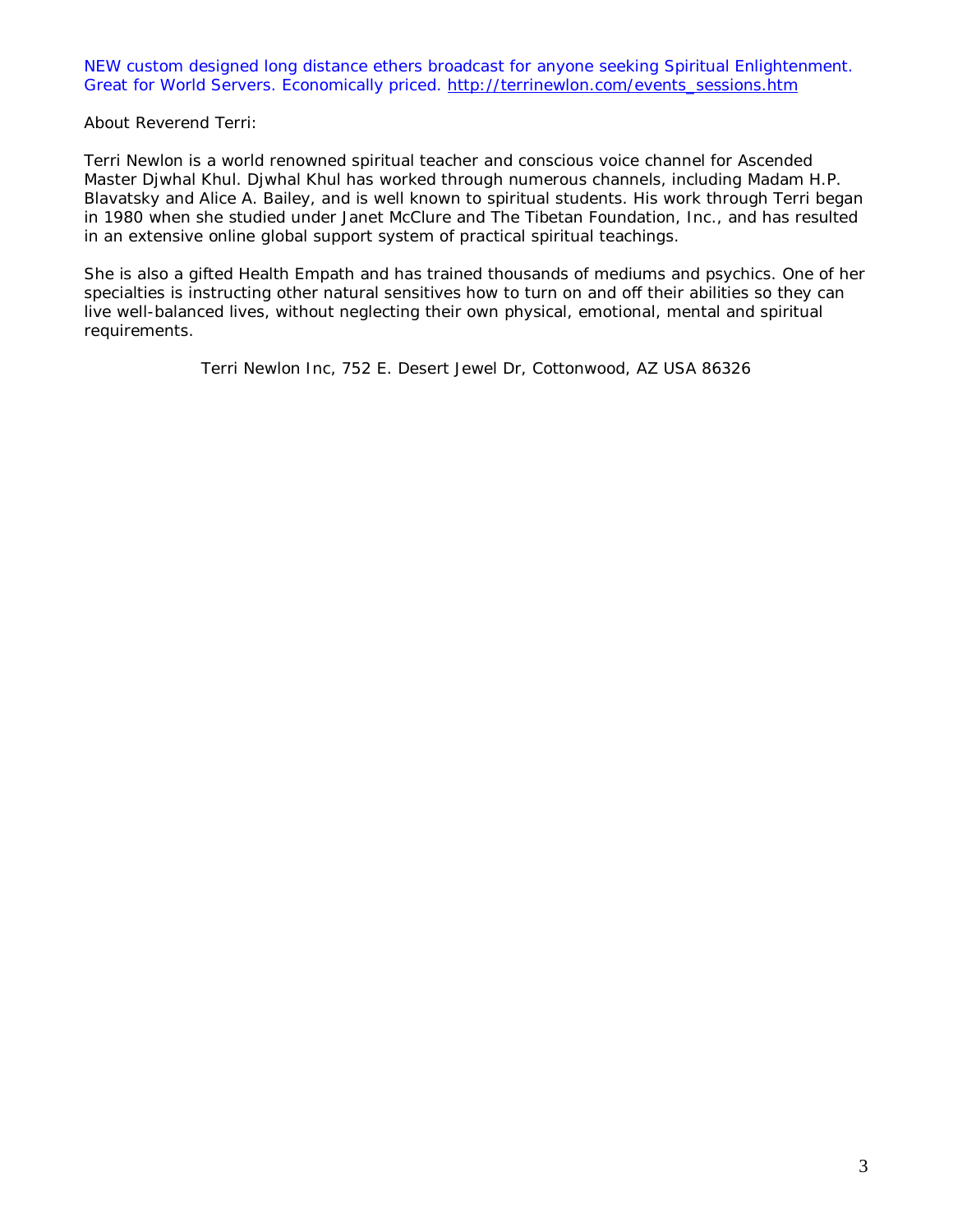NEW custom designed long distance ethers broadcast for anyone seeking Spiritual Enlightenment. Great for World Servers. Economically priced. [http://terrinewlon.com/events_sessions.htm](http://terrinewlon.com/events_sessions.htm)

About Reverend Terri:

Terri Newlon is a world renowned spiritual teacher and conscious voice channel for Ascended Master Djwhal Khul. Djwhal Khul has worked through numerous channels, including Madam H.P. Blavatsky and Alice A. Bailey, and is well known to spiritual students. His work through Terri began in 1980 when she studied under Janet McClure and The Tibetan Foundation, Inc., and has resulted in an extensive online global support system of practical spiritual teachings.

She is also a gifted Health Empath and has trained thousands of mediums and psychics. One of her specialties is instructing other natural sensitives how to turn on and off their abilities so they can live well-balanced lives, without neglecting their own physical, emotional, mental and spiritual requirements.

Terri Newlon Inc, 752 E. Desert Jewel Dr, Cottonwood, AZ USA 86326